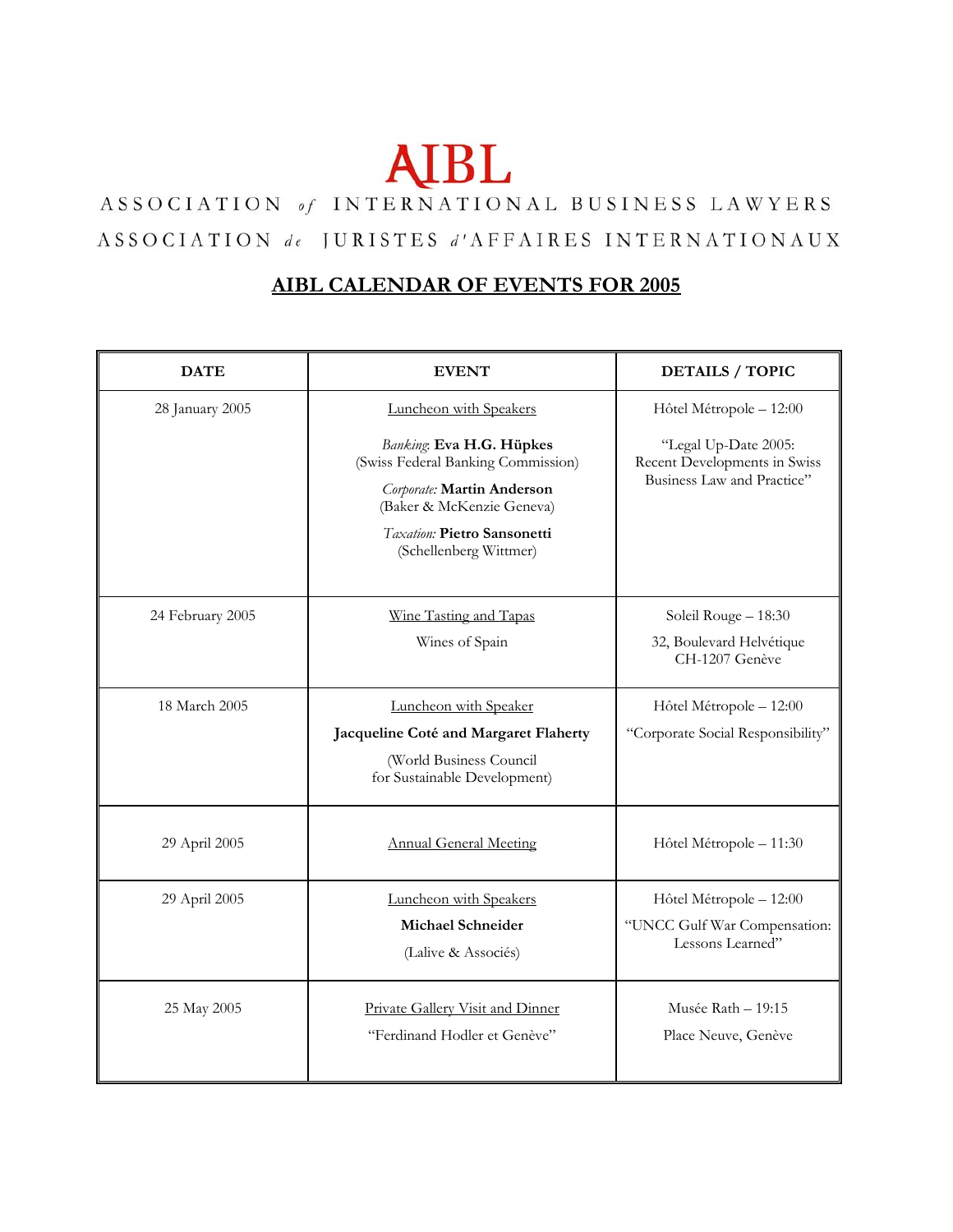# AIBL

ASSOCIATION *of* INTERNATIONAL BUSINESS LAWYERS

ASSOCIATION *de* JURISTES *d'*AFFAIRES INTERNATIONAUX

## AIBL CALENDAR OF EVENTS FOR 2005

| DATE | EVENT | DETAILS / TOPIC |
|---|---|---|
| 28 January 2005 | Luncheon with Speakers<br><br>*Banking*: **Eva H.G. Hüpkes** (Swiss Federal Banking Commission)<br><br>*Corporate:* **Martin Anderson** (Baker & McKenzie Geneva)<br><br>*Taxation:* **Pietro Sansonetti** (Schellenberg Wittmer) | Hôtel Métropole – 12:00<br><br>"Legal Up-Date 2005: Recent Developments in Swiss Business Law and Practice" |
| 24 February 2005 | Wine Tasting and Tapas<br><br>Wines of Spain | Soleil Rouge – 18:30<br><br>32, Boulevard Helvétique CH-1207 Genève |
| 18 March 2005 | Luncheon with Speaker<br><br>**Jacqueline Coté and Margaret Flaherty**<br><br>(World Business Council for Sustainable Development) | Hôtel Métropole – 12:00<br><br>"Corporate Social Responsibility" |
| 29 April 2005 | Annual General Meeting | Hôtel Métropole – 11:30 |
| 29 April 2005 | Luncheon with Speakers<br><br>**Michael Schneider**<br><br>(Lalive & Associés) | Hôtel Métropole – 12:00<br><br>"UNCC Gulf War Compensation: Lessons Learned" |
| 25 May 2005 | Private Gallery Visit and Dinner<br><br>"Ferdinand Hodler et Genève" | Musée Rath – 19:15<br><br>Place Neuve, Genève |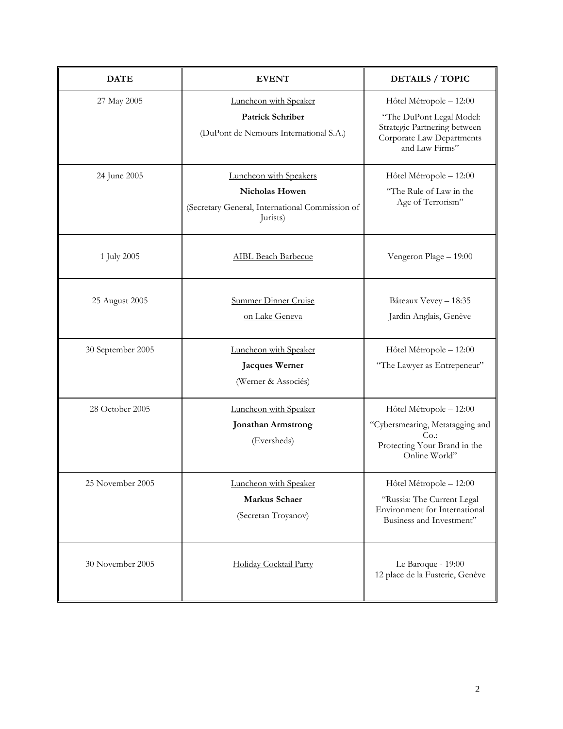| DATE | EVENT | DETAILS / TOPIC |
|---|---|---|
| 27 May 2005 | Luncheon with Speaker **Patrick Schriber** (DuPont de Nemours International S.A.) | Hôtel Métropole – 12:00 "The DuPont Legal Model: Strategic Partnering between Corporate Law Departments and Law Firms" |
| 24 June 2005 | Luncheon with Speakers **Nicholas Howen** (Secretary General, International Commission of Jurists) | Hôtel Métropole – 12:00 "The Rule of Law in the Age of Terrorism" |
| 1 July 2005 | AIBL Beach Barbecue | Vengeron Plage – 19:00 |
| 25 August 2005 | Summer Dinner Cruise on Lake Geneva | Bâteaux Vevey – 18:35 Jardin Anglais, Genève |
| 30 September 2005 | Luncheon with Speaker **Jacques Werner** (Werner & Associés) | Hôtel Métropole – 12:00 "The Lawyer as Entrepeneur" |
| 28 October 2005 | Luncheon with Speaker **Jonathan Armstrong** (Eversheds) | Hôtel Métropole – 12:00 "Cybersmearing, Metatagging and Co.: Protecting Your Brand in the Online World" |
| 25 November 2005 | Luncheon with Speaker **Markus Schaer** (Secretan Troyanov) | Hôtel Métropole – 12:00 "Russia: The Current Legal Environment for International Business and Investment" |
| 30 November 2005 | Holiday Cocktail Party | Le Baroque - 19:00 12 place de la Fusterie, Genève |